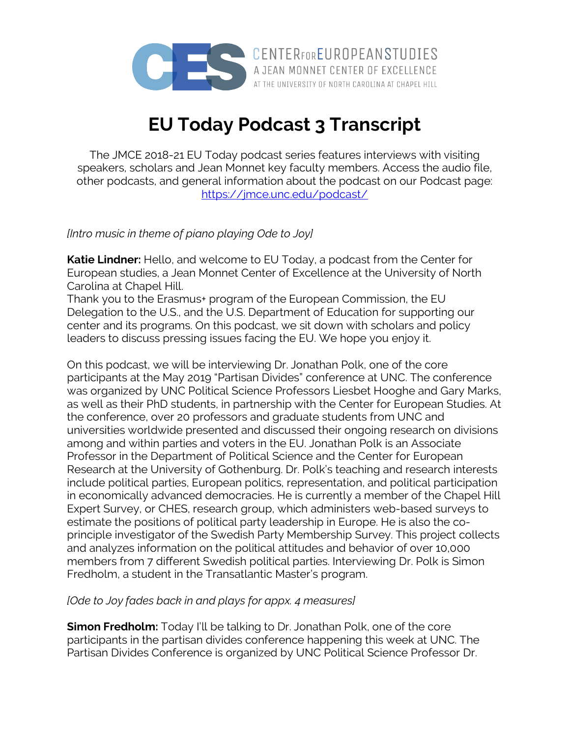CENTER FOR EUROPEAN STUDIES
A JEAN MONNET CENTER OF EXCELLENCE
AT THE UNIVERSITY OF NORTH CAROLINA AT CHAPEL HILL

# EU Today Podcast 3 Transcript

The JMCE 2018-21 EU Today podcast series features interviews with visiting speakers, scholars and Jean Monnet key faculty members. Access the audio file, other podcasts, and general information about the podcast on our Podcast page: https://jmce.unc.edu/podcast/

*[Intro music in theme of piano playing Ode to Joy]*

**Katie Lindner:** Hello, and welcome to EU Today, a podcast from the Center for European studies, a Jean Monnet Center of Excellence at the University of North Carolina at Chapel Hill.
Thank you to the Erasmus+ program of the European Commission, the EU Delegation to the U.S., and the U.S. Department of Education for supporting our center and its programs. On this podcast, we sit down with scholars and policy leaders to discuss pressing issues facing the EU. We hope you enjoy it.

On this podcast, we will be interviewing Dr. Jonathan Polk, one of the core participants at the May 2019 "Partisan Divides" conference at UNC. The conference was organized by UNC Political Science Professors Liesbet Hooghe and Gary Marks, as well as their PhD students, in partnership with the Center for European Studies. At the conference, over 20 professors and graduate students from UNC and universities worldwide presented and discussed their ongoing research on divisions among and within parties and voters in the EU. Jonathan Polk is an Associate Professor in the Department of Political Science and the Center for European Research at the University of Gothenburg. Dr. Polk's teaching and research interests include political parties, European politics, representation, and political participation in economically advanced democracies. He is currently a member of the Chapel Hill Expert Survey, or CHES, research group, which administers web-based surveys to estimate the positions of political party leadership in Europe. He is also the co-principle investigator of the Swedish Party Membership Survey. This project collects and analyzes information on the political attitudes and behavior of over 10,000 members from 7 different Swedish political parties. Interviewing Dr. Polk is Simon Fredholm, a student in the Transatlantic Master's program.

*[Ode to Joy fades back in and plays for appx. 4 measures]*

**Simon Fredholm:** Today I'll be talking to Dr. Jonathan Polk, one of the core participants in the partisan divides conference happening this week at UNC. The Partisan Divides Conference is organized by UNC Political Science Professor Dr.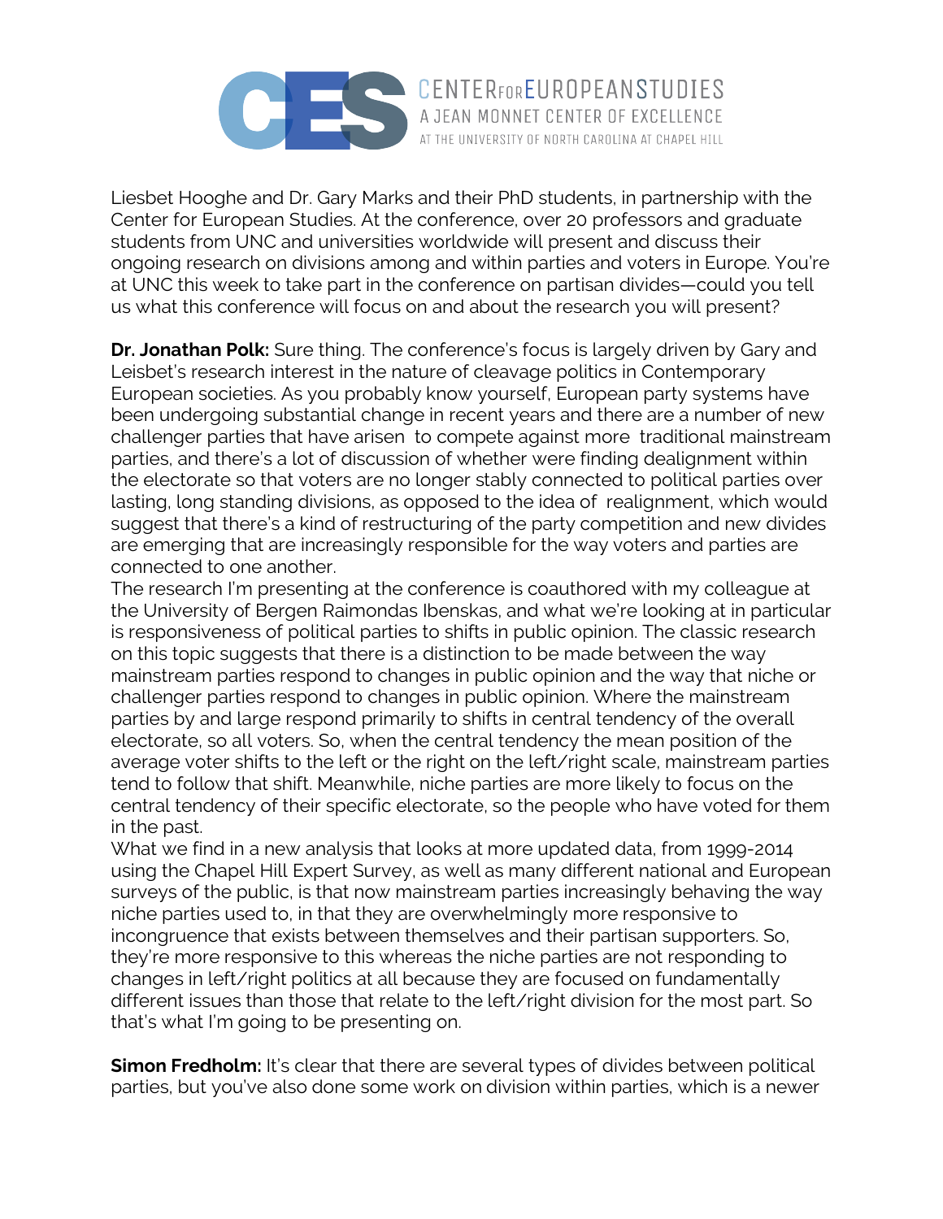Liesbet Hooghe and Dr. Gary Marks and their PhD students, in partnership with the Center for European Studies. At the conference, over 20 professors and graduate students from UNC and universities worldwide will present and discuss their ongoing research on divisions among and within parties and voters in Europe. You're at UNC this week to take part in the conference on partisan divides—could you tell us what this conference will focus on and about the research you will present?

**Dr. Jonathan Polk:** Sure thing. The conference's focus is largely driven by Gary and Leisbet's research interest in the nature of cleavage politics in Contemporary European societies. As you probably know yourself, European party systems have been undergoing substantial change in recent years and there are a number of new challenger parties that have arisen to compete against more traditional mainstream parties, and there's a lot of discussion of whether were finding dealignment within the electorate so that voters are no longer stably connected to political parties over lasting, long standing divisions, as opposed to the idea of realignment, which would suggest that there's a kind of restructuring of the party competition and new divides are emerging that are increasingly responsible for the way voters and parties are connected to one another.

The research I'm presenting at the conference is coauthored with my colleague at the University of Bergen Raimondas Ibenskas, and what we're looking at in particular is responsiveness of political parties to shifts in public opinion. The classic research on this topic suggests that there is a distinction to be made between the way mainstream parties respond to changes in public opinion and the way that niche or challenger parties respond to changes in public opinion. Where the mainstream parties by and large respond primarily to shifts in central tendency of the overall electorate, so all voters. So, when the central tendency the mean position of the average voter shifts to the left or the right on the left/right scale, mainstream parties tend to follow that shift. Meanwhile, niche parties are more likely to focus on the central tendency of their specific electorate, so the people who have voted for them in the past.

What we find in a new analysis that looks at more updated data, from 1999-2014 using the Chapel Hill Expert Survey, as well as many different national and European surveys of the public, is that now mainstream parties increasingly behaving the way niche parties used to, in that they are overwhelmingly more responsive to incongruence that exists between themselves and their partisan supporters. So, they're more responsive to this whereas the niche parties are not responding to changes in left/right politics at all because they are focused on fundamentally different issues than those that relate to the left/right division for the most part. So that's what I'm going to be presenting on.

**Simon Fredholm:** It's clear that there are several types of divides between political parties, but you've also done some work on division within parties, which is a newer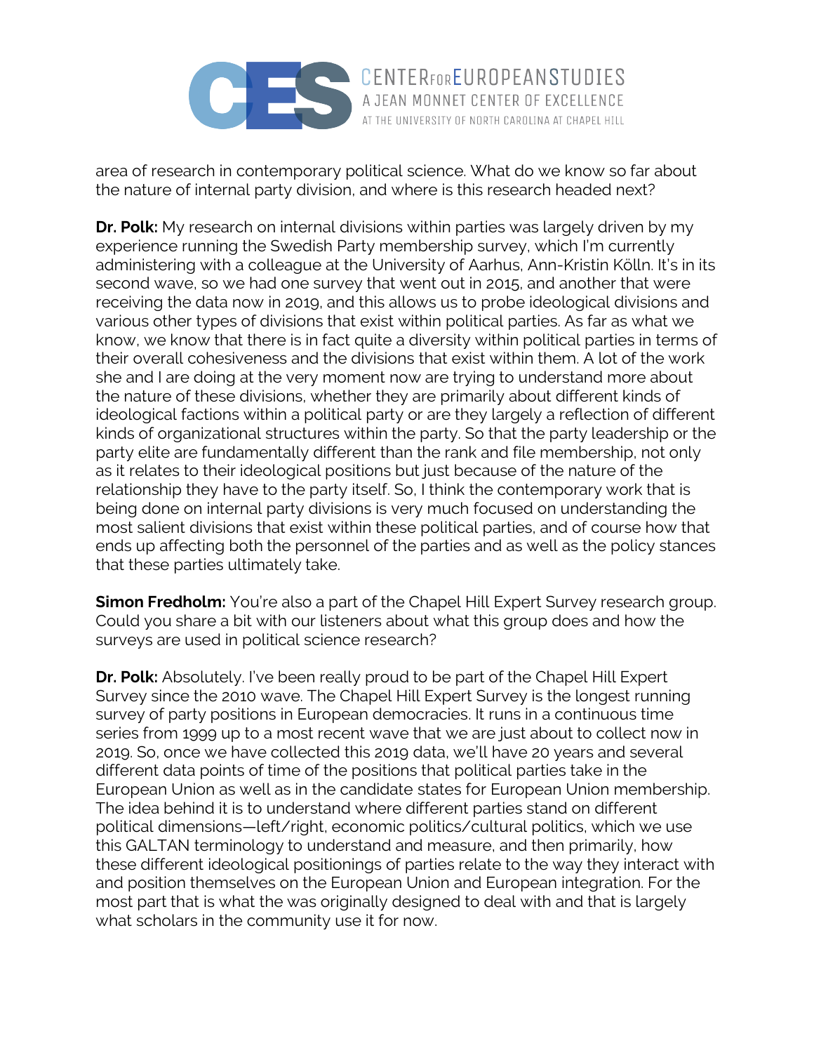area of research in contemporary political science. What do we know so far about the nature of internal party division, and where is this research headed next?

**Dr. Polk:** My research on internal divisions within parties was largely driven by my experience running the Swedish Party membership survey, which I'm currently administering with a colleague at the University of Aarhus, Ann-Kristin Kölln. It's in its second wave, so we had one survey that went out in 2015, and another that were receiving the data now in 2019, and this allows us to probe ideological divisions and various other types of divisions that exist within political parties. As far as what we know, we know that there is in fact quite a diversity within political parties in terms of their overall cohesiveness and the divisions that exist within them. A lot of the work she and I are doing at the very moment now are trying to understand more about the nature of these divisions, whether they are primarily about different kinds of ideological factions within a political party or are they largely a reflection of different kinds of organizational structures within the party. So that the party leadership or the party elite are fundamentally different than the rank and file membership, not only as it relates to their ideological positions but just because of the nature of the relationship they have to the party itself. So, I think the contemporary work that is being done on internal party divisions is very much focused on understanding the most salient divisions that exist within these political parties, and of course how that ends up affecting both the personnel of the parties and as well as the policy stances that these parties ultimately take.

**Simon Fredholm:** You're also a part of the Chapel Hill Expert Survey research group. Could you share a bit with our listeners about what this group does and how the surveys are used in political science research?

**Dr. Polk:** Absolutely. I've been really proud to be part of the Chapel Hill Expert Survey since the 2010 wave. The Chapel Hill Expert Survey is the longest running survey of party positions in European democracies. It runs in a continuous time series from 1999 up to a most recent wave that we are just about to collect now in 2019. So, once we have collected this 2019 data, we'll have 20 years and several different data points of time of the positions that political parties take in the European Union as well as in the candidate states for European Union membership. The idea behind it is to understand where different parties stand on different political dimensions—left/right, economic politics/cultural politics, which we use this GALTAN terminology to understand and measure, and then primarily, how these different ideological positionings of parties relate to the way they interact with and position themselves on the European Union and European integration. For the most part that is what the was originally designed to deal with and that is largely what scholars in the community use it for now.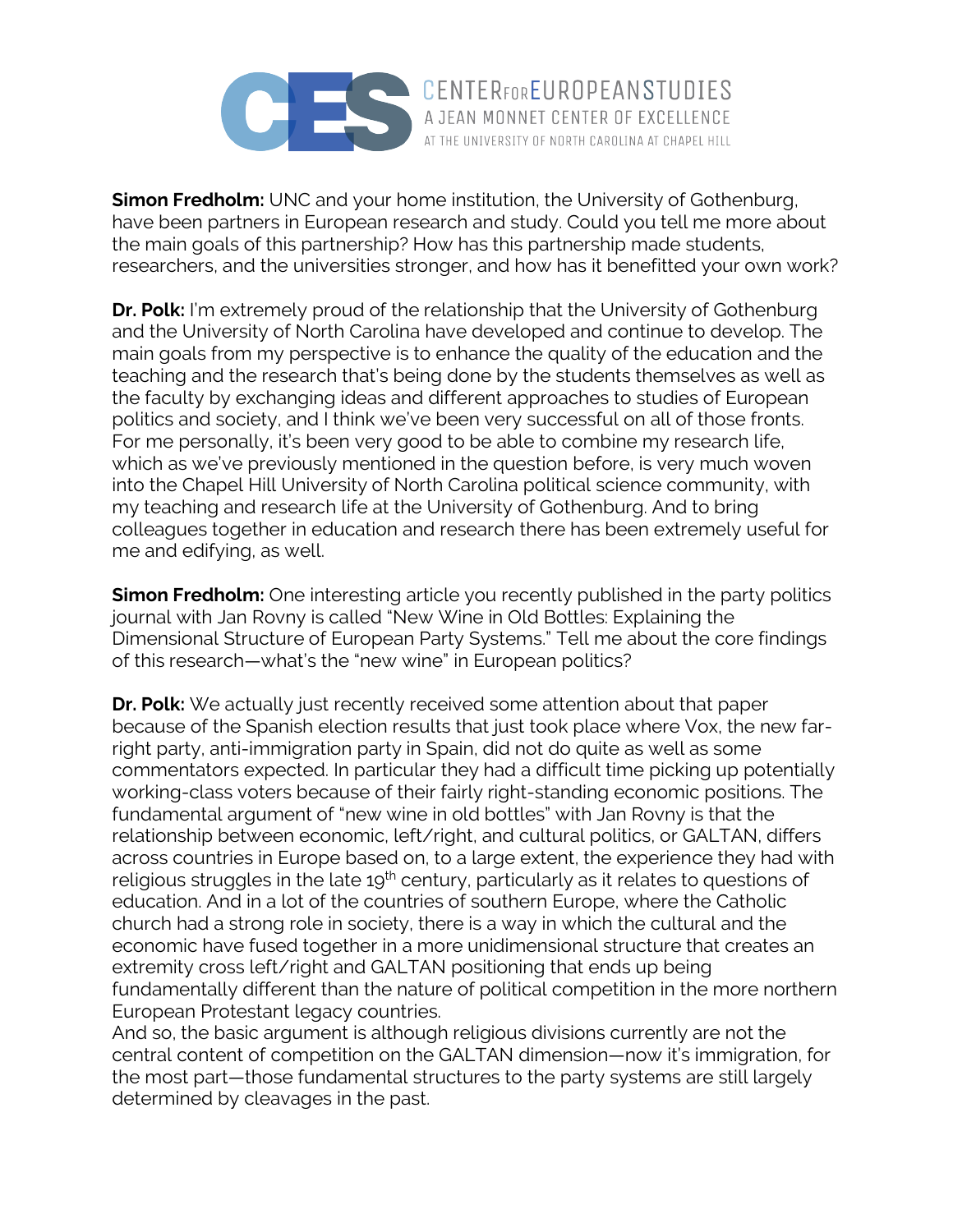**Simon Fredholm:** UNC and your home institution, the University of Gothenburg, have been partners in European research and study. Could you tell me more about the main goals of this partnership? How has this partnership made students, researchers, and the universities stronger, and how has it benefitted your own work?

**Dr. Polk:** I'm extremely proud of the relationship that the University of Gothenburg and the University of North Carolina have developed and continue to develop. The main goals from my perspective is to enhance the quality of the education and the teaching and the research that's being done by the students themselves as well as the faculty by exchanging ideas and different approaches to studies of European politics and society, and I think we've been very successful on all of those fronts. For me personally, it's been very good to be able to combine my research life, which as we've previously mentioned in the question before, is very much woven into the Chapel Hill University of North Carolina political science community, with my teaching and research life at the University of Gothenburg. And to bring colleagues together in education and research there has been extremely useful for me and edifying, as well.

**Simon Fredholm:** One interesting article you recently published in the party politics journal with Jan Rovny is called "New Wine in Old Bottles: Explaining the Dimensional Structure of European Party Systems." Tell me about the core findings of this research—what's the "new wine" in European politics?

**Dr. Polk:** We actually just recently received some attention about that paper because of the Spanish election results that just took place where Vox, the new far-right party, anti-immigration party in Spain, did not do quite as well as some commentators expected. In particular they had a difficult time picking up potentially working-class voters because of their fairly right-standing economic positions. The fundamental argument of "new wine in old bottles" with Jan Rovny is that the relationship between economic, left/right, and cultural politics, or GALTAN, differs across countries in Europe based on, to a large extent, the experience they had with religious struggles in the late 19th century, particularly as it relates to questions of education. And in a lot of the countries of southern Europe, where the Catholic church had a strong role in society, there is a way in which the cultural and the economic have fused together in a more unidimensional structure that creates an extremity cross left/right and GALTAN positioning that ends up being fundamentally different than the nature of political competition in the more northern European Protestant legacy countries.

And so, the basic argument is although religious divisions currently are not the central content of competition on the GALTAN dimension—now it's immigration, for the most part—those fundamental structures to the party systems are still largely determined by cleavages in the past.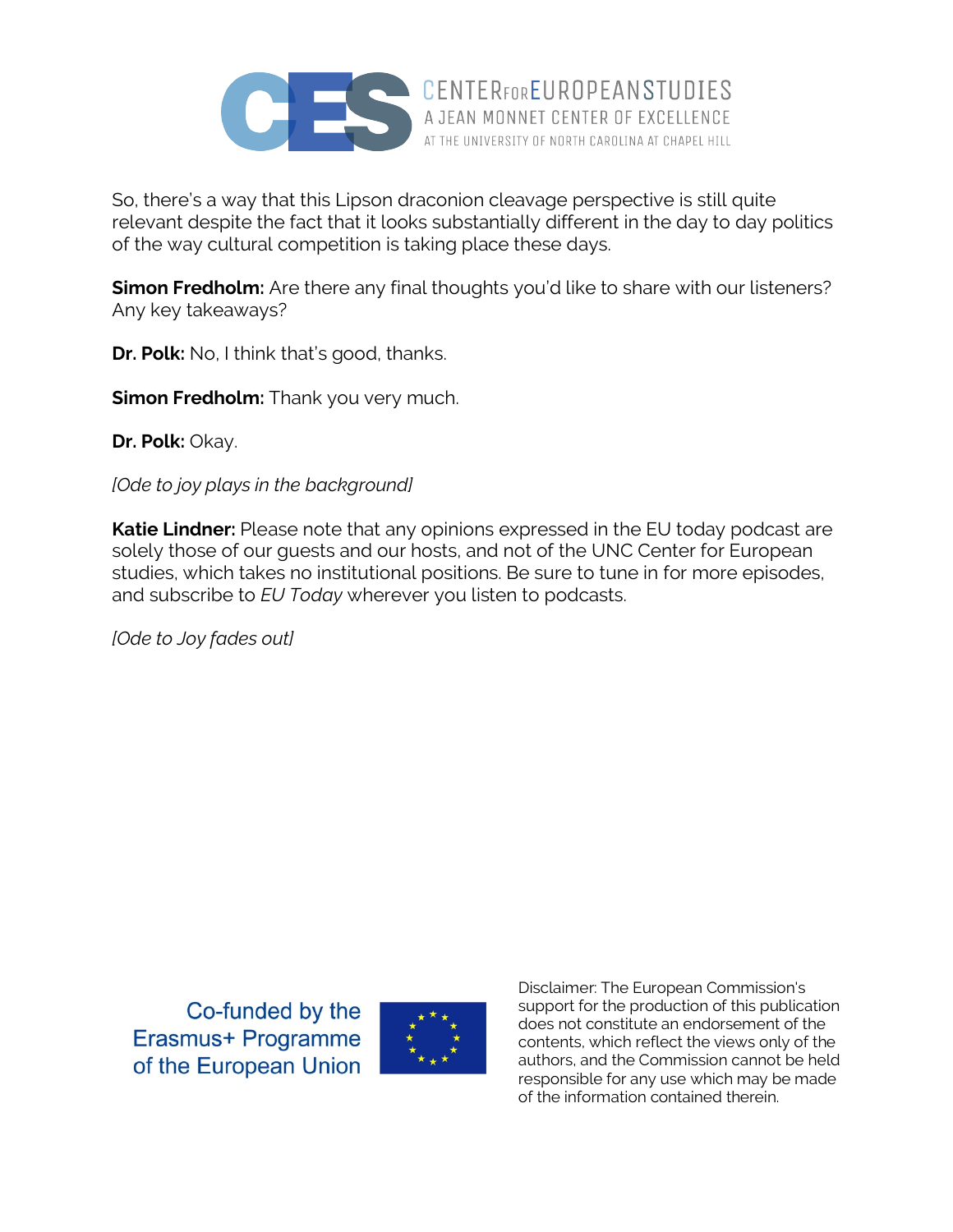So, there's a way that this Lipson draconion cleavage perspective is still quite relevant despite the fact that it looks substantially different in the day to day politics of the way cultural competition is taking place these days.

**Simon Fredholm:** Are there any final thoughts you'd like to share with our listeners? Any key takeaways?

**Dr. Polk:** No, I think that's good, thanks.

**Simon Fredholm:** Thank you very much.

**Dr. Polk:** Okay.

*[Ode to joy plays in the background]*

**Katie Lindner:** Please note that any opinions expressed in the EU today podcast are solely those of our guests and our hosts, and not of the UNC Center for European studies, which takes no institutional positions. Be sure to tune in for more episodes, and subscribe to *EU Today* wherever you listen to podcasts.

*[Ode to Joy fades out]*

Co-funded by the Erasmus+ Programme of the European Union

Disclaimer: The European Commission's support for the production of this publication does not constitute an endorsement of the contents, which reflect the views only of the authors, and the Commission cannot be held responsible for any use which may be made of the information contained therein.